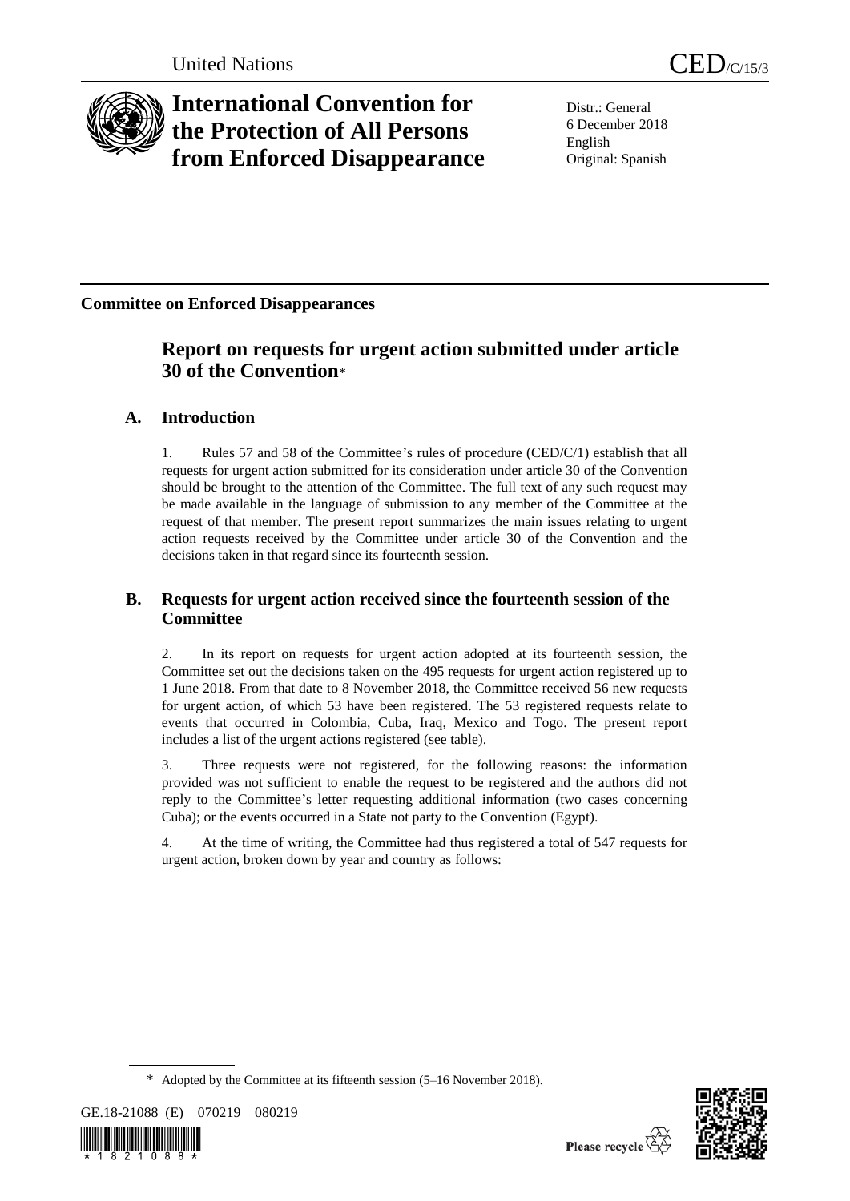United Nations CED/C/15/3

# International Convention for the Protection of All Persons from Enforced Disappearance

Distr.: General
6 December 2018
English
Original: Spanish

**Committee on Enforced Disappearances**

## Report on requests for urgent action submitted under article 30 of the Convention*

### A. Introduction

1. Rules 57 and 58 of the Committee's rules of procedure (CED/C/1) establish that all requests for urgent action submitted for its consideration under article 30 of the Convention should be brought to the attention of the Committee. The full text of any such request may be made available in the language of submission to any member of the Committee at the request of that member. The present report summarizes the main issues relating to urgent action requests received by the Committee under article 30 of the Convention and the decisions taken in that regard since its fourteenth session.

### B. Requests for urgent action received since the fourteenth session of the Committee

2. In its report on requests for urgent action adopted at its fourteenth session, the Committee set out the decisions taken on the 495 requests for urgent action registered up to 1 June 2018. From that date to 8 November 2018, the Committee received 56 new requests for urgent action, of which 53 have been registered. The 53 registered requests relate to events that occurred in Colombia, Cuba, Iraq, Mexico and Togo. The present report includes a list of the urgent actions registered (see table).

3. Three requests were not registered, for the following reasons: the information provided was not sufficient to enable the request to be registered and the authors did not reply to the Committee's letter requesting additional information (two cases concerning Cuba); or the events occurred in a State not party to the Convention (Egypt).

4. At the time of writing, the Committee had thus registered a total of 547 requests for urgent action, broken down by year and country as follows:

\* Adopted by the Committee at its fifteenth session (5–16 November 2018).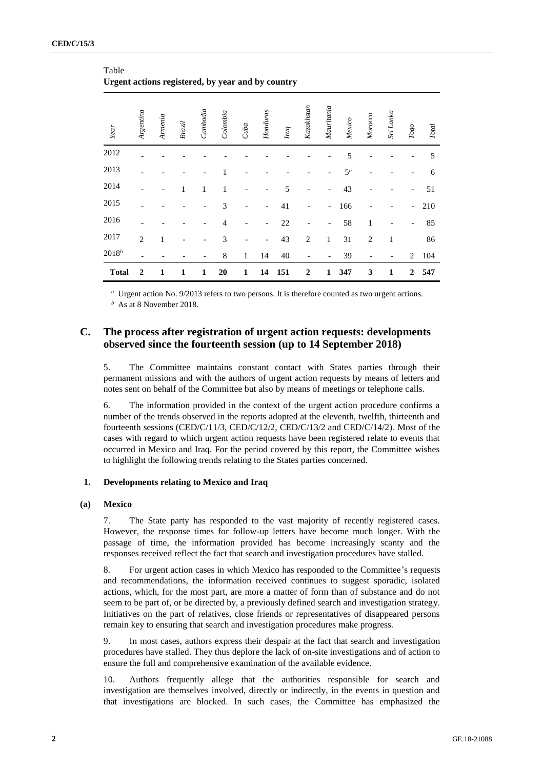Table
**Urgent actions registered, by year and by country**

| *Year* | *Argentina* | *Armenia* | *Brazil* | *Cambodia* | *Colombia* | *Cuba* | *Honduras* | *Iraq* | *Kazakhstan* | *Mauritania* | *Mexico* | *Morocco* | *Sri Lanka* | *Togo* | *Total* |
|---|---|---|---|---|---|---|---|---|---|---|---|---|---|---|---|
| 2012 | - | - | - | - | - | - | - | - | - | - | 5 | - | - | - | 5 |
| 2013 | - | - | - | - | 1 | - | - | - | - | - | 5[a] | - | - | - | 6 |
| 2014 | - | - | 1 | 1 | 1 | - | - | 5 | - | - | 43 | - | - | - | 51 |
| 2015 | - | - | - | - | 3 | - | - | 41 | - | - | 166 | - | - | - | 210 |
| 2016 | - | - | - | - | 4 | - | - | 22 | - | - | 58 | 1 | - | - | 85 |
| 2017 | 2 | 1 | - | - | 3 | - | - | 43 | 2 | 1 | 31 | 2 | 1 | | 86 |
| 2018[b] | - | - | - | - | 8 | 1 | 14 | 40 | - | - | 39 | - | - | 2 | 104 |
| **Total** | **2** | **1** | **1** | **1** | **20** | **1** | **14** | **151** | **2** | **1** | **347** | **3** | **1** | **2** | **547** |

[a] Urgent action No. 9/2013 refers to two persons. It is therefore counted as two urgent actions.
[b] As at 8 November 2018.

## C. The process after registration of urgent action requests: developments observed since the fourteenth session (up to 14 September 2018)

5. The Committee maintains constant contact with States parties through their permanent missions and with the authors of urgent action requests by means of letters and notes sent on behalf of the Committee but also by means of meetings or telephone calls.

6. The information provided in the context of the urgent action procedure confirms a number of the trends observed in the reports adopted at the eleventh, twelfth, thirteenth and fourteenth sessions (CED/C/11/3, CED/C/12/2, CED/C/13/2 and CED/C/14/2). Most of the cases with regard to which urgent action requests have been registered relate to events that occurred in Mexico and Iraq. For the period covered by this report, the Committee wishes to highlight the following trends relating to the States parties concerned.

### 1. Developments relating to Mexico and Iraq

#### (a) Mexico

7. The State party has responded to the vast majority of recently registered cases. However, the response times for follow-up letters have become much longer. With the passage of time, the information provided has become increasingly scanty and the responses received reflect the fact that search and investigation procedures have stalled.

8. For urgent action cases in which Mexico has responded to the Committee's requests and recommendations, the information received continues to suggest sporadic, isolated actions, which, for the most part, are more a matter of form than of substance and do not seem to be part of, or be directed by, a previously defined search and investigation strategy. Initiatives on the part of relatives, close friends or representatives of disappeared persons remain key to ensuring that search and investigation procedures make progress.

9. In most cases, authors express their despair at the fact that search and investigation procedures have stalled. They thus deplore the lack of on-site investigations and of action to ensure the full and comprehensive examination of the available evidence.

10. Authors frequently allege that the authorities responsible for search and investigation are themselves involved, directly or indirectly, in the events in question and that investigations are blocked. In such cases, the Committee has emphasized the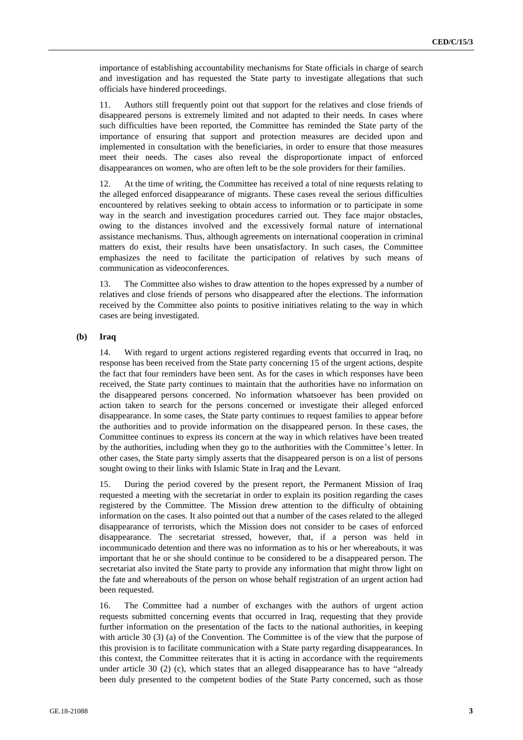importance of establishing accountability mechanisms for State officials in charge of search and investigation and has requested the State party to investigate allegations that such officials have hindered proceedings.

11. Authors still frequently point out that support for the relatives and close friends of disappeared persons is extremely limited and not adapted to their needs. In cases where such difficulties have been reported, the Committee has reminded the State party of the importance of ensuring that support and protection measures are decided upon and implemented in consultation with the beneficiaries, in order to ensure that those measures meet their needs. The cases also reveal the disproportionate impact of enforced disappearances on women, who are often left to be the sole providers for their families.

12. At the time of writing, the Committee has received a total of nine requests relating to the alleged enforced disappearance of migrants. These cases reveal the serious difficulties encountered by relatives seeking to obtain access to information or to participate in some way in the search and investigation procedures carried out. They face major obstacles, owing to the distances involved and the excessively formal nature of international assistance mechanisms. Thus, although agreements on international cooperation in criminal matters do exist, their results have been unsatisfactory. In such cases, the Committee emphasizes the need to facilitate the participation of relatives by such means of communication as videoconferences.

13. The Committee also wishes to draw attention to the hopes expressed by a number of relatives and close friends of persons who disappeared after the elections. The information received by the Committee also points to positive initiatives relating to the way in which cases are being investigated.

**(b) Iraq**

14. With regard to urgent actions registered regarding events that occurred in Iraq, no response has been received from the State party concerning 15 of the urgent actions, despite the fact that four reminders have been sent. As for the cases in which responses have been received, the State party continues to maintain that the authorities have no information on the disappeared persons concerned. No information whatsoever has been provided on action taken to search for the persons concerned or investigate their alleged enforced disappearance. In some cases, the State party continues to request families to appear before the authorities and to provide information on the disappeared person. In these cases, the Committee continues to express its concern at the way in which relatives have been treated by the authorities, including when they go to the authorities with the Committee's letter. In other cases, the State party simply asserts that the disappeared person is on a list of persons sought owing to their links with Islamic State in Iraq and the Levant.

15. During the period covered by the present report, the Permanent Mission of Iraq requested a meeting with the secretariat in order to explain its position regarding the cases registered by the Committee. The Mission drew attention to the difficulty of obtaining information on the cases. It also pointed out that a number of the cases related to the alleged disappearance of terrorists, which the Mission does not consider to be cases of enforced disappearance. The secretariat stressed, however, that, if a person was held in incommunicado detention and there was no information as to his or her whereabouts, it was important that he or she should continue to be considered to be a disappeared person. The secretariat also invited the State party to provide any information that might throw light on the fate and whereabouts of the person on whose behalf registration of an urgent action had been requested.

16. The Committee had a number of exchanges with the authors of urgent action requests submitted concerning events that occurred in Iraq, requesting that they provide further information on the presentation of the facts to the national authorities, in keeping with article 30 (3) (a) of the Convention. The Committee is of the view that the purpose of this provision is to facilitate communication with a State party regarding disappearances. In this context, the Committee reiterates that it is acting in accordance with the requirements under article 30 (2) (c), which states that an alleged disappearance has to have "already been duly presented to the competent bodies of the State Party concerned, such as those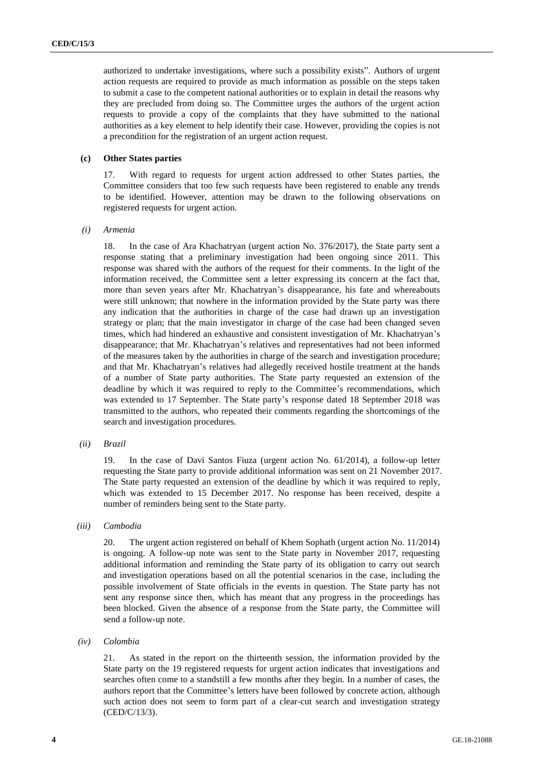authorized to undertake investigations, where such a possibility exists". Authors of urgent action requests are required to provide as much information as possible on the steps taken to submit a case to the competent national authorities or to explain in detail the reasons why they are precluded from doing so. The Committee urges the authors of the urgent action requests to provide a copy of the complaints that they have submitted to the national authorities as a key element to help identify their case. However, providing the copies is not a precondition for the registration of an urgent action request.

### (c) Other States parties

17. With regard to requests for urgent action addressed to other States parties, the Committee considers that too few such requests have been registered to enable any trends to be identified. However, attention may be drawn to the following observations on registered requests for urgent action.

#### *(i) Armenia*

18. In the case of Ara Khachatryan (urgent action No. 376/2017), the State party sent a response stating that a preliminary investigation had been ongoing since 2011. This response was shared with the authors of the request for their comments. In the light of the information received, the Committee sent a letter expressing its concern at the fact that, more than seven years after Mr. Khachatryan's disappearance, his fate and whereabouts were still unknown; that nowhere in the information provided by the State party was there any indication that the authorities in charge of the case had drawn up an investigation strategy or plan; that the main investigator in charge of the case had been changed seven times, which had hindered an exhaustive and consistent investigation of Mr. Khachatryan's disappearance; that Mr. Khachatryan's relatives and representatives had not been informed of the measures taken by the authorities in charge of the search and investigation procedure; and that Mr. Khachatryan's relatives had allegedly received hostile treatment at the hands of a number of State party authorities. The State party requested an extension of the deadline by which it was required to reply to the Committee's recommendations, which was extended to 17 September. The State party's response dated 18 September 2018 was transmitted to the authors, who repeated their comments regarding the shortcomings of the search and investigation procedures.

#### *(ii) Brazil*

19. In the case of Davi Santos Fiuza (urgent action No. 61/2014), a follow-up letter requesting the State party to provide additional information was sent on 21 November 2017. The State party requested an extension of the deadline by which it was required to reply, which was extended to 15 December 2017. No response has been received, despite a number of reminders being sent to the State party.

#### *(iii) Cambodia*

20. The urgent action registered on behalf of Khem Sophath (urgent action No. 11/2014) is ongoing. A follow-up note was sent to the State party in November 2017, requesting additional information and reminding the State party of its obligation to carry out search and investigation operations based on all the potential scenarios in the case, including the possible involvement of State officials in the events in question. The State party has not sent any response since then, which has meant that any progress in the proceedings has been blocked. Given the absence of a response from the State party, the Committee will send a follow-up note.

#### *(iv) Colombia*

21. As stated in the report on the thirteenth session, the information provided by the State party on the 19 registered requests for urgent action indicates that investigations and searches often come to a standstill a few months after they begin. In a number of cases, the authors report that the Committee's letters have been followed by concrete action, although such action does not seem to form part of a clear-cut search and investigation strategy (CED/C/13/3).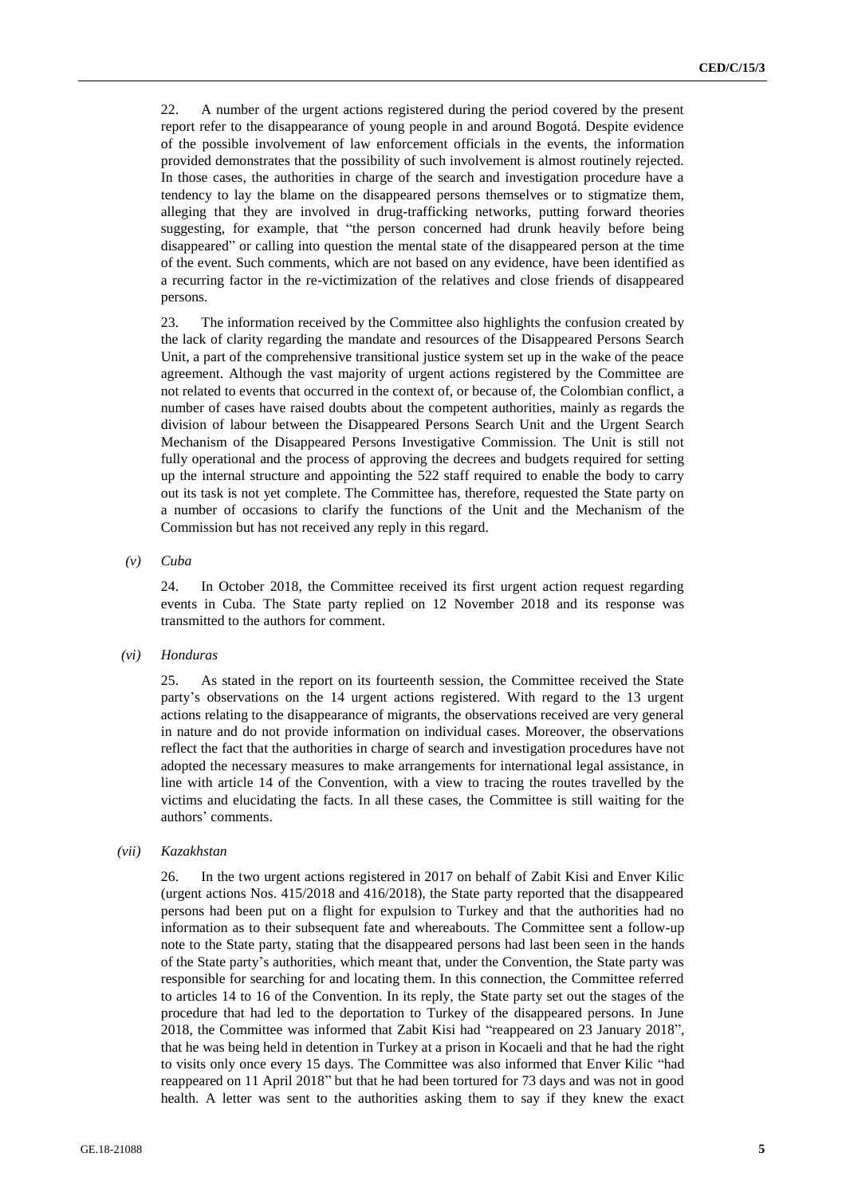22. A number of the urgent actions registered during the period covered by the present report refer to the disappearance of young people in and around Bogotá. Despite evidence of the possible involvement of law enforcement officials in the events, the information provided demonstrates that the possibility of such involvement is almost routinely rejected. In those cases, the authorities in charge of the search and investigation procedure have a tendency to lay the blame on the disappeared persons themselves or to stigmatize them, alleging that they are involved in drug-trafficking networks, putting forward theories suggesting, for example, that "the person concerned had drunk heavily before being disappeared" or calling into question the mental state of the disappeared person at the time of the event. Such comments, which are not based on any evidence, have been identified as a recurring factor in the re-victimization of the relatives and close friends of disappeared persons.

23. The information received by the Committee also highlights the confusion created by the lack of clarity regarding the mandate and resources of the Disappeared Persons Search Unit, a part of the comprehensive transitional justice system set up in the wake of the peace agreement. Although the vast majority of urgent actions registered by the Committee are not related to events that occurred in the context of, or because of, the Colombian conflict, a number of cases have raised doubts about the competent authorities, mainly as regards the division of labour between the Disappeared Persons Search Unit and the Urgent Search Mechanism of the Disappeared Persons Investigative Commission. The Unit is still not fully operational and the process of approving the decrees and budgets required for setting up the internal structure and appointing the 522 staff required to enable the body to carry out its task is not yet complete. The Committee has, therefore, requested the State party on a number of occasions to clarify the functions of the Unit and the Mechanism of the Commission but has not received any reply in this regard.

*(v) Cuba*

24. In October 2018, the Committee received its first urgent action request regarding events in Cuba. The State party replied on 12 November 2018 and its response was transmitted to the authors for comment.

*(vi) Honduras*

25. As stated in the report on its fourteenth session, the Committee received the State party's observations on the 14 urgent actions registered. With regard to the 13 urgent actions relating to the disappearance of migrants, the observations received are very general in nature and do not provide information on individual cases. Moreover, the observations reflect the fact that the authorities in charge of search and investigation procedures have not adopted the necessary measures to make arrangements for international legal assistance, in line with article 14 of the Convention, with a view to tracing the routes travelled by the victims and elucidating the facts. In all these cases, the Committee is still waiting for the authors' comments.

*(vii) Kazakhstan*

26. In the two urgent actions registered in 2017 on behalf of Zabit Kisi and Enver Kilic (urgent actions Nos. 415/2018 and 416/2018), the State party reported that the disappeared persons had been put on a flight for expulsion to Turkey and that the authorities had no information as to their subsequent fate and whereabouts. The Committee sent a follow-up note to the State party, stating that the disappeared persons had last been seen in the hands of the State party's authorities, which meant that, under the Convention, the State party was responsible for searching for and locating them. In this connection, the Committee referred to articles 14 to 16 of the Convention. In its reply, the State party set out the stages of the procedure that had led to the deportation to Turkey of the disappeared persons. In June 2018, the Committee was informed that Zabit Kisi had "reappeared on 23 January 2018", that he was being held in detention in Turkey at a prison in Kocaeli and that he had the right to visits only once every 15 days. The Committee was also informed that Enver Kilic "had reappeared on 11 April 2018" but that he had been tortured for 73 days and was not in good health. A letter was sent to the authorities asking them to say if they knew the exact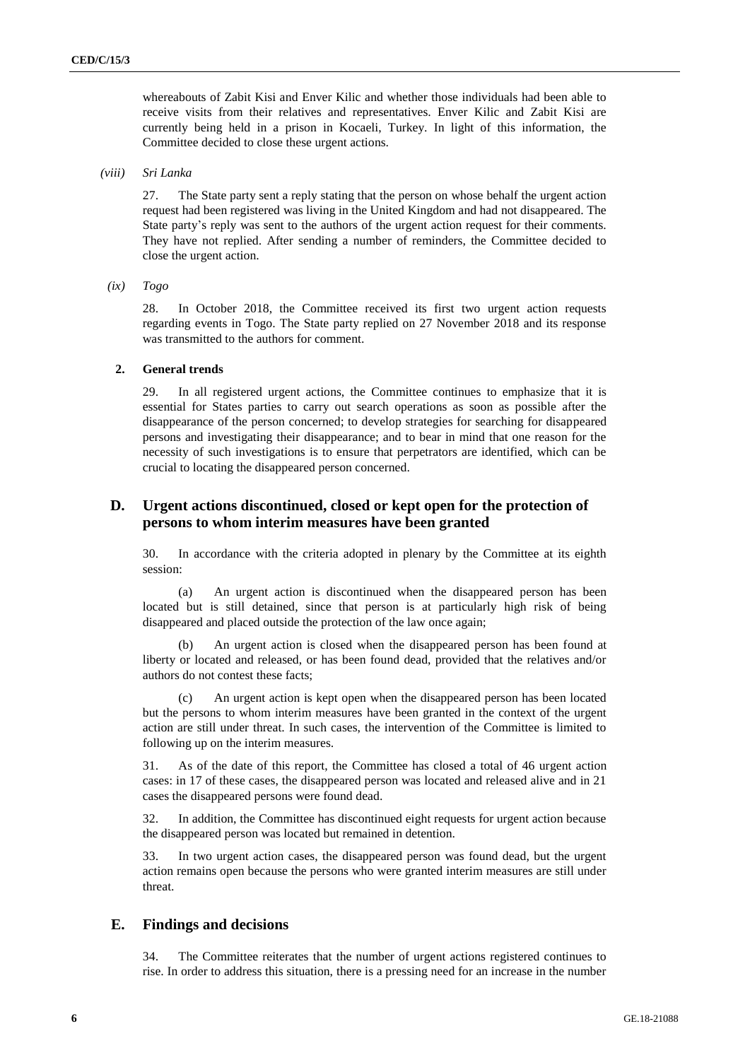whereabouts of Zabit Kisi and Enver Kilic and whether those individuals had been able to receive visits from their relatives and representatives. Enver Kilic and Zabit Kisi are currently being held in a prison in Kocaeli, Turkey. In light of this information, the Committee decided to close these urgent actions.

*(viii) Sri Lanka*

27. The State party sent a reply stating that the person on whose behalf the urgent action request had been registered was living in the United Kingdom and had not disappeared. The State party's reply was sent to the authors of the urgent action request for their comments. They have not replied. After sending a number of reminders, the Committee decided to close the urgent action.

*(ix) Togo*

28. In October 2018, the Committee received its first two urgent action requests regarding events in Togo. The State party replied on 27 November 2018 and its response was transmitted to the authors for comment.

### 2. General trends

29. In all registered urgent actions, the Committee continues to emphasize that it is essential for States parties to carry out search operations as soon as possible after the disappearance of the person concerned; to develop strategies for searching for disappeared persons and investigating their disappearance; and to bear in mind that one reason for the necessity of such investigations is to ensure that perpetrators are identified, which can be crucial to locating the disappeared person concerned.

## D. Urgent actions discontinued, closed or kept open for the protection of persons to whom interim measures have been granted

30. In accordance with the criteria adopted in plenary by the Committee at its eighth session:

(a) An urgent action is discontinued when the disappeared person has been located but is still detained, since that person is at particularly high risk of being disappeared and placed outside the protection of the law once again;

(b) An urgent action is closed when the disappeared person has been found at liberty or located and released, or has been found dead, provided that the relatives and/or authors do not contest these facts;

(c) An urgent action is kept open when the disappeared person has been located but the persons to whom interim measures have been granted in the context of the urgent action are still under threat. In such cases, the intervention of the Committee is limited to following up on the interim measures.

31. As of the date of this report, the Committee has closed a total of 46 urgent action cases: in 17 of these cases, the disappeared person was located and released alive and in 21 cases the disappeared persons were found dead.

32. In addition, the Committee has discontinued eight requests for urgent action because the disappeared person was located but remained in detention.

33. In two urgent action cases, the disappeared person was found dead, but the urgent action remains open because the persons who were granted interim measures are still under threat.

## E. Findings and decisions

34. The Committee reiterates that the number of urgent actions registered continues to rise. In order to address this situation, there is a pressing need for an increase in the number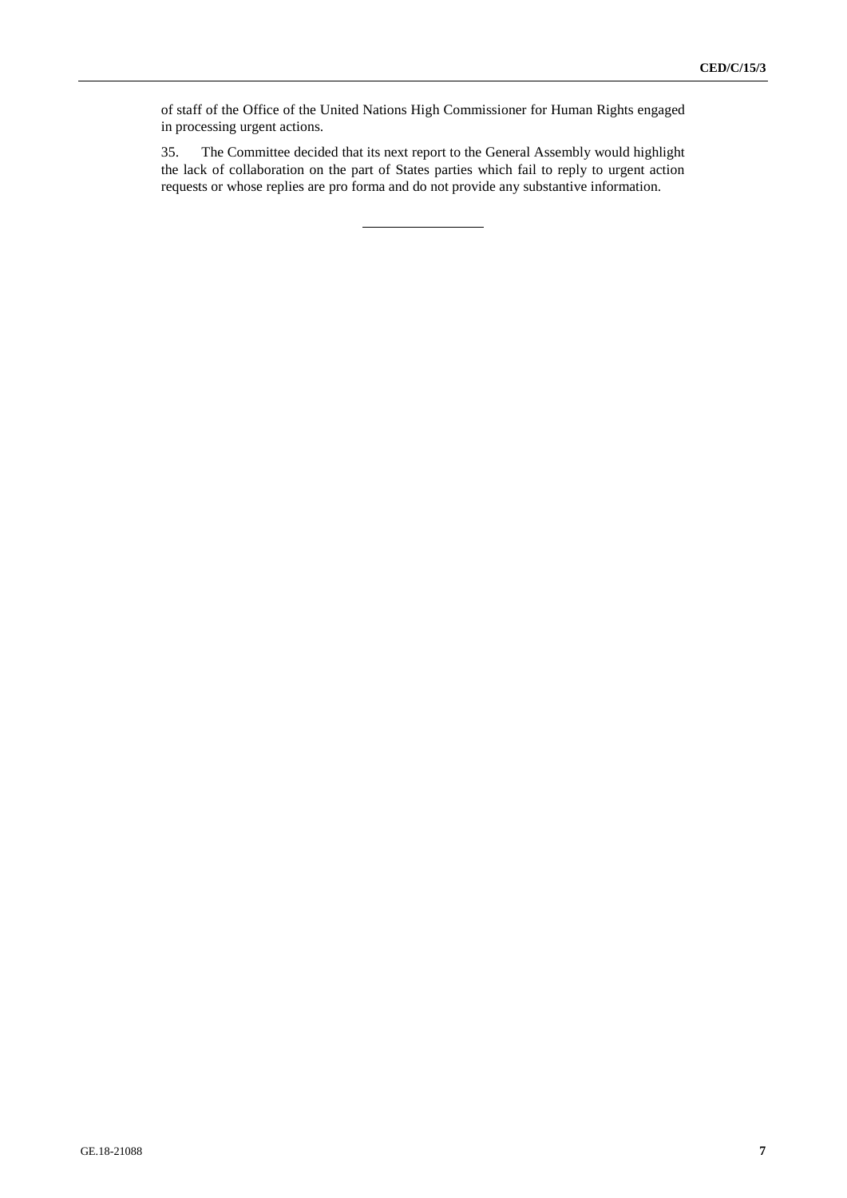of staff of the Office of the United Nations High Commissioner for Human Rights engaged in processing urgent actions.

35. The Committee decided that its next report to the General Assembly would highlight the lack of collaboration on the part of States parties which fail to reply to urgent action requests or whose replies are pro forma and do not provide any substantive information.